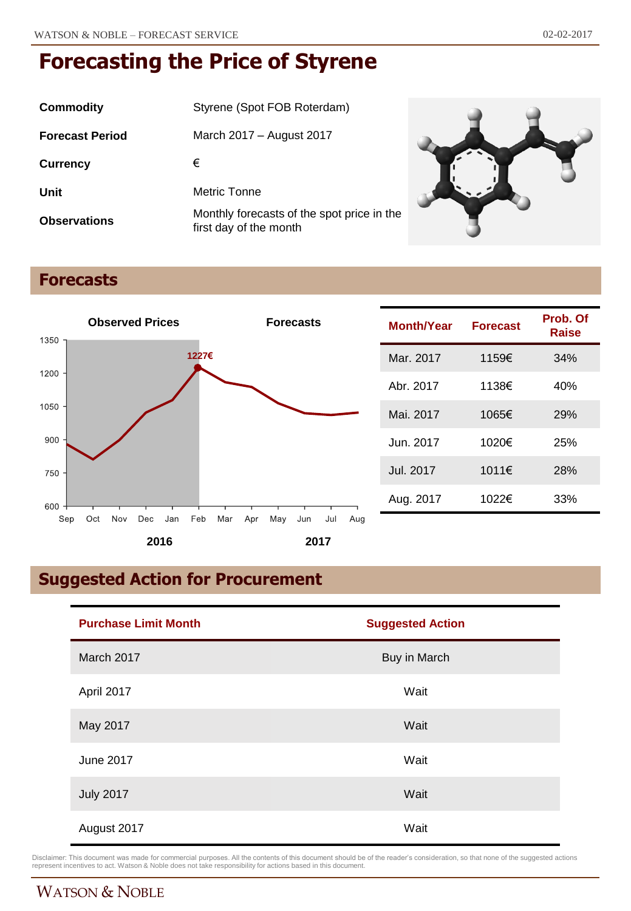# Forecasting the Price of Styrene

| | |
|---|---|
| **Commodity** | Styrene (Spot FOB Roterdam) |
| **Forecast Period** | March 2017 – August 2017 |
| **Currency** | € |
| **Unit** | Metric Tonne |
| **Observations** | Monthly forecasts of the spot price in the first day of the month |

## Forecasts

| Month/Year | Forecast | Prob. Of Raise |
|---|---|---|
| Mar. 2017 | 1159€ | 34% |
| Abr. 2017 | 1138€ | 40% |
| Mai. 2017 | 1065€ | 29% |
| Jun. 2017 | 1020€ | 25% |
| Jul. 2017 | 1011€ | 28% |
| Aug. 2017 | 1022€ | 33% |

## Suggested Action for Procurement

| Purchase Limit Month | Suggested Action |
|---|---|
| March 2017 | Buy in March |
| April 2017 | Wait |
| May 2017 | Wait |
| June 2017 | Wait |
| July 2017 | Wait |
| August 2017 | Wait |

Disclaimer: This document was made for commercial purposes. All the contents of this document should be of the reader's consideration, so that none of the suggested actions represent incentives to act. Watson & Noble does not take responsibility for actions based in this document.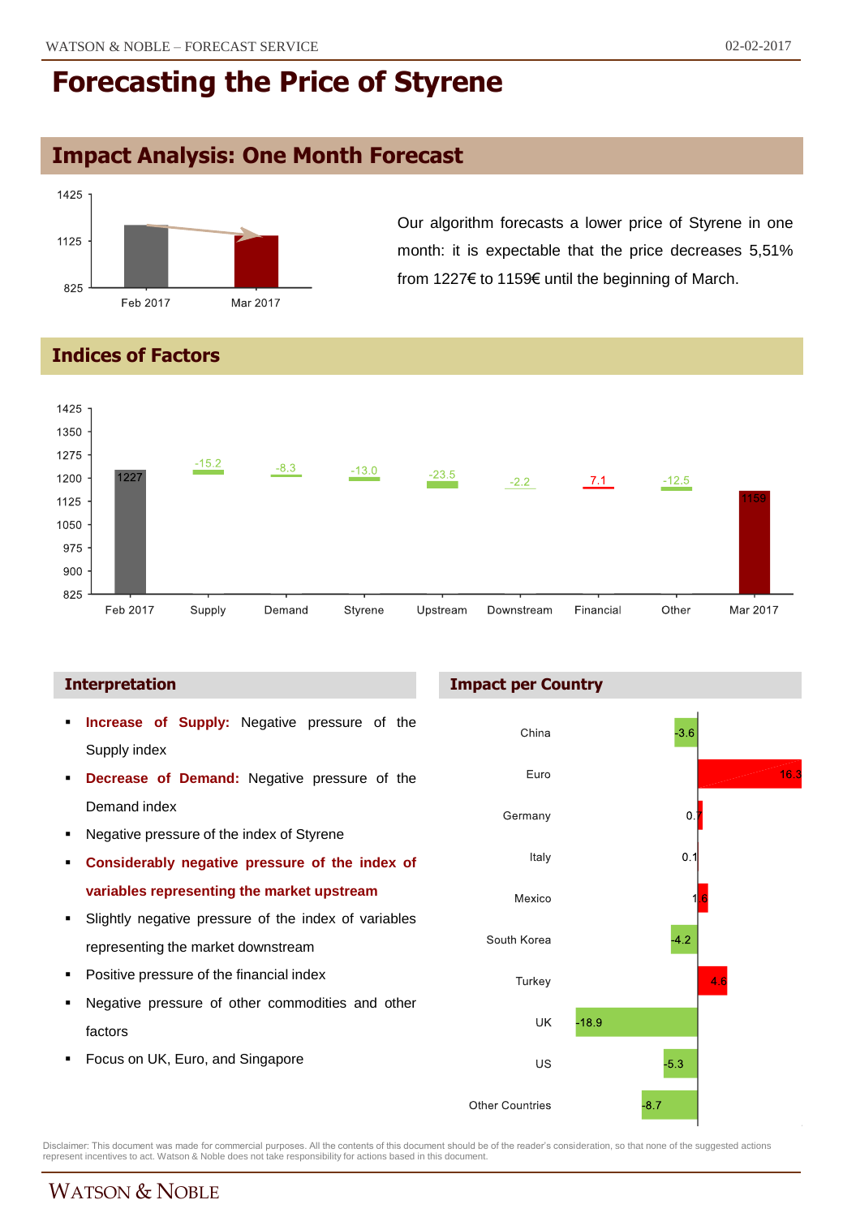# Forecasting the Price of Styrene

## Impact Analysis: One Month Forecast

| | Price |
|---|---|
| Feb 2017 | 1227 |
| Mar 2017 | 1159 |

Our algorithm forecasts a lower price of Styrene in one month: it is expectable that the price decreases 5,51% from 1227€ to 1159€ until the beginning of March.

## Indices of Factors

| Feb 2017 | Supply | Demand | Styrene | Upstream | Downstream | Financial | Other | Mar 2017 |
|---|---|---|---|---|---|---|---|---|
| 1227 | -15.2 | -8.3 | -13.0 | -23.5 | -2.2 | 7.1 | -12.5 | 1159 |

### Interpretation

- **Increase of Supply:** Negative pressure of the Supply index
- **Decrease of Demand:** Negative pressure of the Demand index
- Negative pressure of the index of Styrene
- **Considerably negative pressure of the index of variables representing the market upstream**
- Slightly negative pressure of the index of variables representing the market downstream
- Positive pressure of the financial index
- Negative pressure of other commodities and other factors
- Focus on UK, Euro, and Singapore

### Impact per Country

| Country | Impact |
|---|---|
| China | -3.6 |
| Euro | 16.3 |
| Germany | 0.7 |
| Italy | 0.1 |
| Mexico | 1.6 |
| South Korea | -4.2 |
| Turkey | 4.6 |
| UK | -18.9 |
| US | -5.3 |
| Other Countries | -8.7 |

Disclaimer: This document was made for commercial purposes. All the contents of this document should be of the reader's consideration, so that none of the suggested actions represent incentives to act. Watson & Noble does not take responsibility for actions based in this document.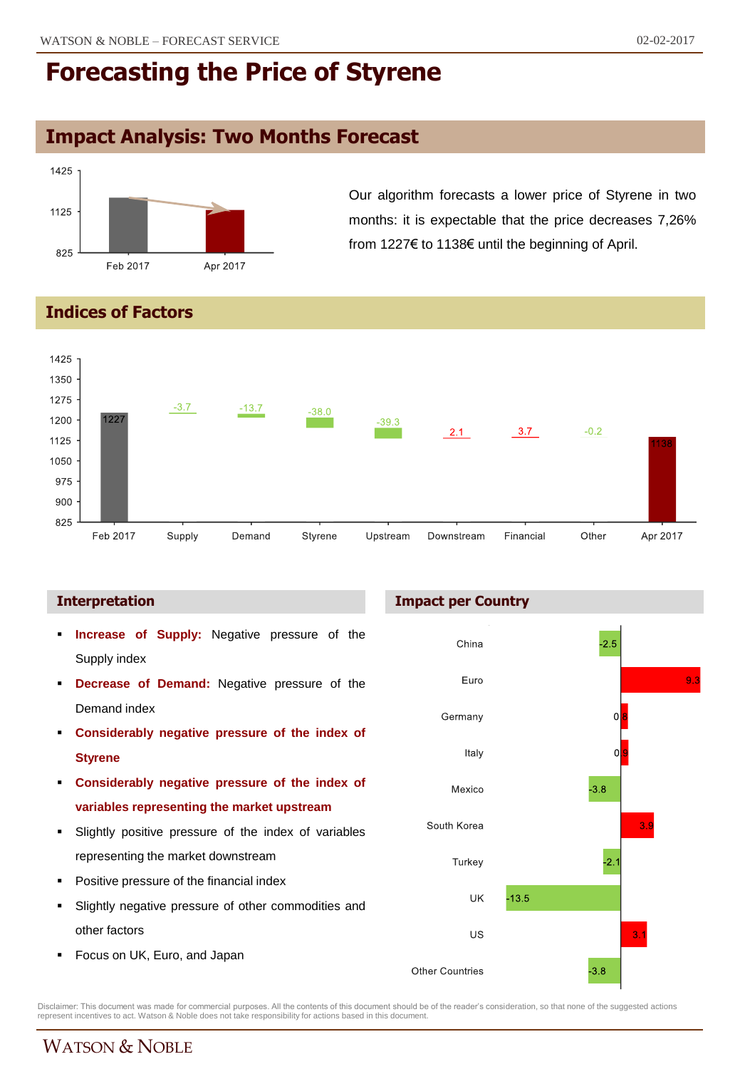# Forecasting the Price of Styrene

## Impact Analysis: Two Months Forecast

Our algorithm forecasts a lower price of Styrene in two months: it is expectable that the price decreases 7,26% from 1227€ to 1138€ until the beginning of April.

## Indices of Factors

| Factor | Value |
|---|---|
| Feb 2017 | 1227 |
| Supply | -3.7 |
| Demand | -13.7 |
| Styrene | -38.0 |
| Upstream | -39.3 |
| Downstream | 2.1 |
| Financial | 3.7 |
| Other | -0.2 |
| Apr 2017 | 1138 |

### Interpretation

- **Increase of Supply:** Negative pressure of the Supply index
- **Decrease of Demand:** Negative pressure of the Demand index
- **Considerably negative pressure of the index of Styrene**
- **Considerably negative pressure of the index of variables representing the market upstream**
- Slightly positive pressure of the index of variables representing the market downstream
- Positive pressure of the financial index
- Slightly negative pressure of other commodities and other factors
- Focus on UK, Euro, and Japan

### Impact per Country

| Country | Impact |
|---|---|
| China | -2.5 |
| Euro | 9.3 |
| Germany | 0.8 |
| Italy | 0.9 |
| Mexico | -3.8 |
| South Korea | 3.9 |
| Turkey | -2.1 |
| UK | -13.5 |
| US | 3.1 |
| Other Countries | -3.8 |

Disclaimer: This document was made for commercial purposes. All the contents of this document should be of the reader's consideration, so that none of the suggested actions represent incentives to act. Watson & Noble does not take responsibility for actions based in this document.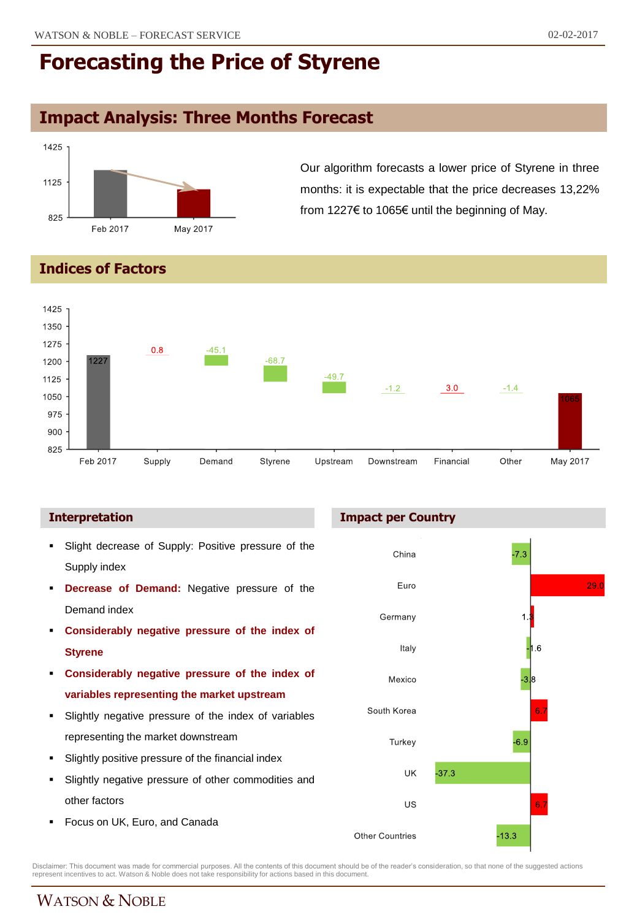# Forecasting the Price of Styrene

## Impact Analysis: Three Months Forecast

| | Price |
|---|---|
| Feb 2017 | 1227 |
| May 2017 | 1065 |

Our algorithm forecasts a lower price of Styrene in three months: it is expectable that the price decreases 13,22% from 1227€ to 1065€ until the beginning of May.

## Indices of Factors

| Feb 2017 | Supply | Demand | Styrene | Upstream | Downstream | Financial | Other | May 2017 |
|---|---|---|---|---|---|---|---|---|
| 1227 | 0.8 | -45.1 | -68.7 | -49.7 | -1.2 | 3.0 | -1.4 | 1065 |

### Interpretation

- Slight decrease of Supply: Positive pressure of the Supply index
- **Decrease of Demand:** Negative pressure of the Demand index
- **Considerably negative pressure of the index of Styrene**
- **Considerably negative pressure of the index of variables representing the market upstream**
- Slightly negative pressure of the index of variables representing the market downstream
- Slightly positive pressure of the financial index
- Slightly negative pressure of other commodities and other factors
- Focus on UK, Euro, and Canada

### Impact per Country

| Country | Impact |
|---|---|
| China | -7.3 |
| Euro | 29.0 |
| Germany | 1.3 |
| Italy | -1.6 |
| Mexico | -3.8 |
| South Korea | 6.7 |
| Turkey | -6.9 |
| UK | -37.3 |
| US | 6.7 |
| Other Countries | -13.3 |

Disclaimer: This document was made for commercial purposes. All the contents of this document should be of the reader's consideration, so that none of the suggested actions represent incentives to act. Watson & Noble does not take responsibility for actions based in this document.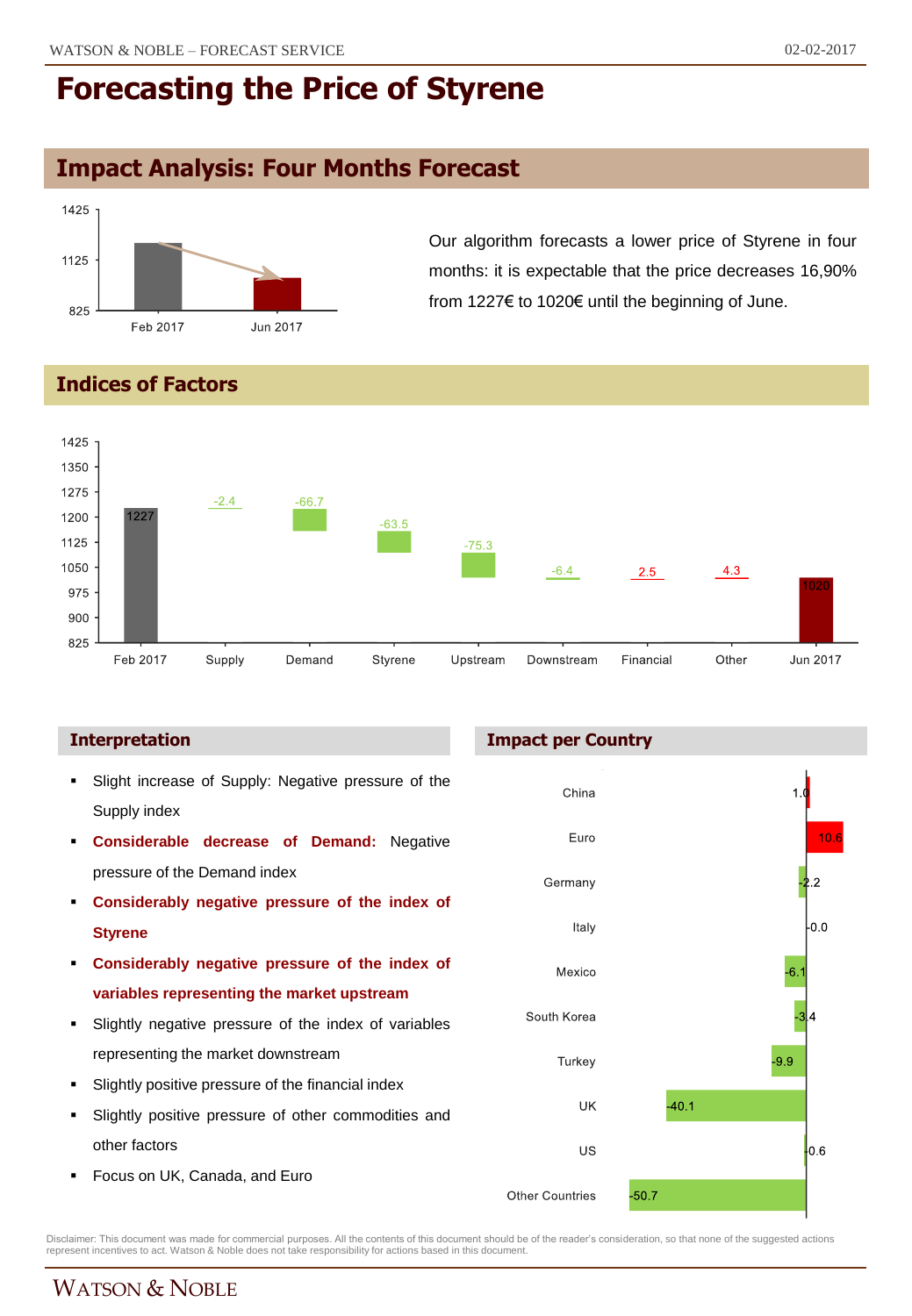# Forecasting the Price of Styrene

## Impact Analysis: Four Months Forecast

Our algorithm forecasts a lower price of Styrene in four months: it is expectable that the price decreases 16,90% from 1227€ to 1020€ until the beginning of June.

## Indices of Factors

| | Feb 2017 | Supply | Demand | Styrene | Upstream | Downstream | Financial | Other | Jun 2017 |
|---|---|---|---|---|---|---|---|---|---|
| Value | 1227 | -2.4 | -66.7 | -63.5 | -75.3 | -6.4 | 2.5 | 4.3 | 1020 |

### Interpretation

- Slight increase of Supply: Negative pressure of the Supply index
- **Considerable decrease of Demand:** Negative pressure of the Demand index
- **Considerably negative pressure of the index of Styrene**
- **Considerably negative pressure of the index of variables representing the market upstream**
- Slightly negative pressure of the index of variables representing the market downstream
- Slightly positive pressure of the financial index
- Slightly positive pressure of other commodities and other factors
- Focus on UK, Canada, and Euro

### Impact per Country

| Country | Impact |
|---|---|
| China | 1.0 |
| Euro | 10.6 |
| Germany | -2.2 |
| Italy | -0.0 |
| Mexico | -6.1 |
| South Korea | -3.4 |
| Turkey | -9.9 |
| UK | -40.1 |
| US | -0.6 |
| Other Countries | -50.7 |

Disclaimer: This document was made for commercial purposes. All the contents of this document should be of the reader's consideration, so that none of the suggested actions represent incentives to act. Watson & Noble does not take responsibility for actions based in this document.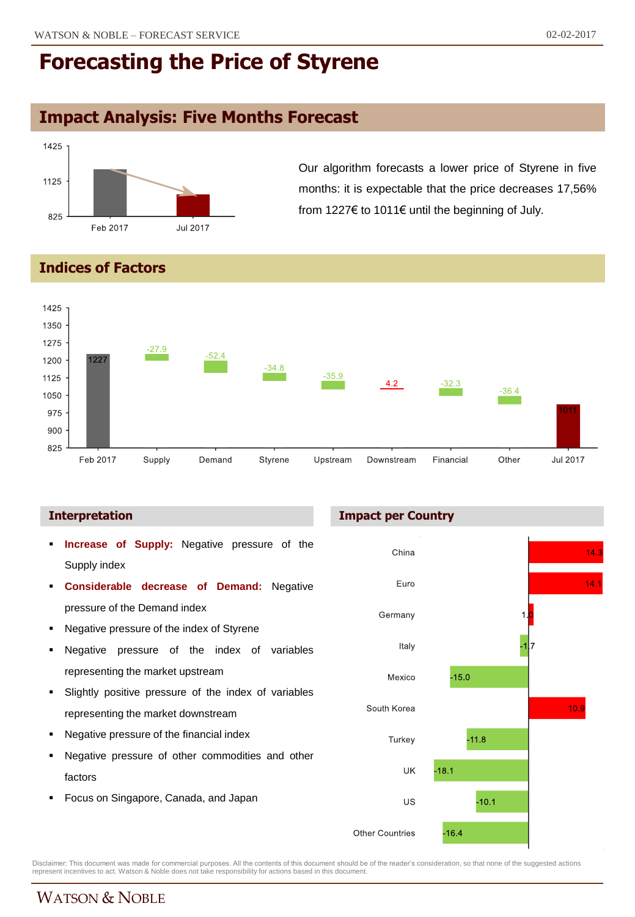# Forecasting the Price of Styrene

## Impact Analysis: Five Months Forecast

Our algorithm forecasts a lower price of Styrene in five months: it is expectable that the price decreases 17,56% from 1227€ to 1011€ until the beginning of July.

## Indices of Factors

| Factor | Value |
| --- | --- |
| Feb 2017 | 1227 |
| Supply | -27.9 |
| Demand | -52.4 |
| Styrene | -34.8 |
| Upstream | -35.9 |
| Downstream | 4.2 |
| Financial | -32.3 |
| Other | -36.4 |
| Jul 2017 | 1011 |

### Interpretation

- **Increase of Supply:** Negative pressure of the Supply index
- **Considerable decrease of Demand:** Negative pressure of the Demand index
- Negative pressure of the index of Styrene
- Negative pressure of the index of variables representing the market upstream
- Slightly positive pressure of the index of variables representing the market downstream
- Negative pressure of the financial index
- Negative pressure of other commodities and other factors
- Focus on Singapore, Canada, and Japan

### Impact per Country

| Country | Impact |
| --- | --- |
| China | 14.3 |
| Euro | 14.1 |
| Germany | 1.0 |
| Italy | -1.7 |
| Mexico | -15.0 |
| South Korea | 10.9 |
| Turkey | -11.8 |
| UK | -18.1 |
| US | -10.1 |
| Other Countries | -16.4 |

Disclaimer: This document was made for commercial purposes. All the contents of this document should be of the reader's consideration, so that none of the suggested actions represent incentives to act. Watson & Noble does not take responsibility for actions based in this document.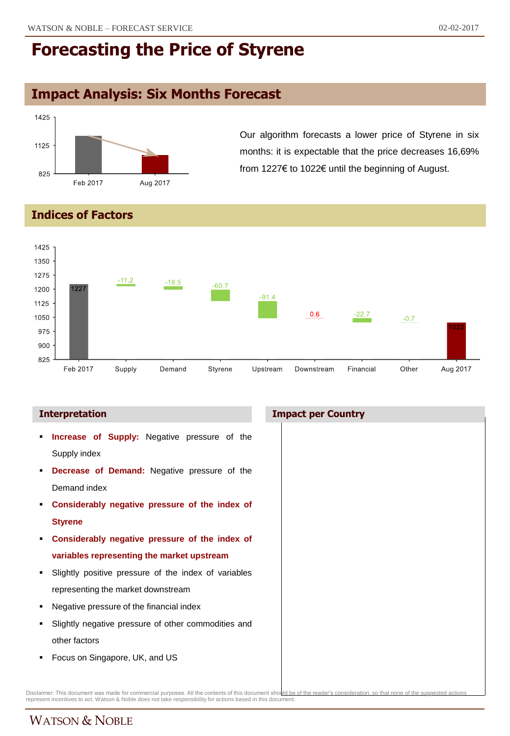# Forecasting the Price of Styrene

## Impact Analysis: Six Months Forecast

| | Price |
|---|---|
| Feb 2017 | 1227 |
| Aug 2017 | 1022 |

Our algorithm forecasts a lower price of Styrene in six months: it is expectable that the price decreases 16,69% from 1227€ to 1022€ until the beginning of August.

## Indices of Factors

| Factor | Value |
|---|---|
| Feb 2017 | 1227 |
| Supply | -11.2 |
| Demand | -18.5 |
| Styrene | -60.7 |
| Upstream | -91.4 |
| Downstream | 0.6 |
| Financial | -22.7 |
| Other | -0.7 |
| Aug 2017 | 1022 |

### Interpretation

- **Increase of Supply:** Negative pressure of the Supply index
- **Decrease of Demand:** Negative pressure of the Demand index
- **Considerably negative pressure of the index of Styrene**
- **Considerably negative pressure of the index of variables representing the market upstream**
- Slightly positive pressure of the index of variables representing the market downstream
- Negative pressure of the financial index
- Slightly negative pressure of other commodities and other factors
- Focus on Singapore, UK, and US

### Impact per Country

Disclaimer: This document was made for commercial purposes. All the contents of this document should be of the reader's consideration, so that none of the suggested actions represent incentives to act. Watson & Noble does not take responsibility for actions based in this document.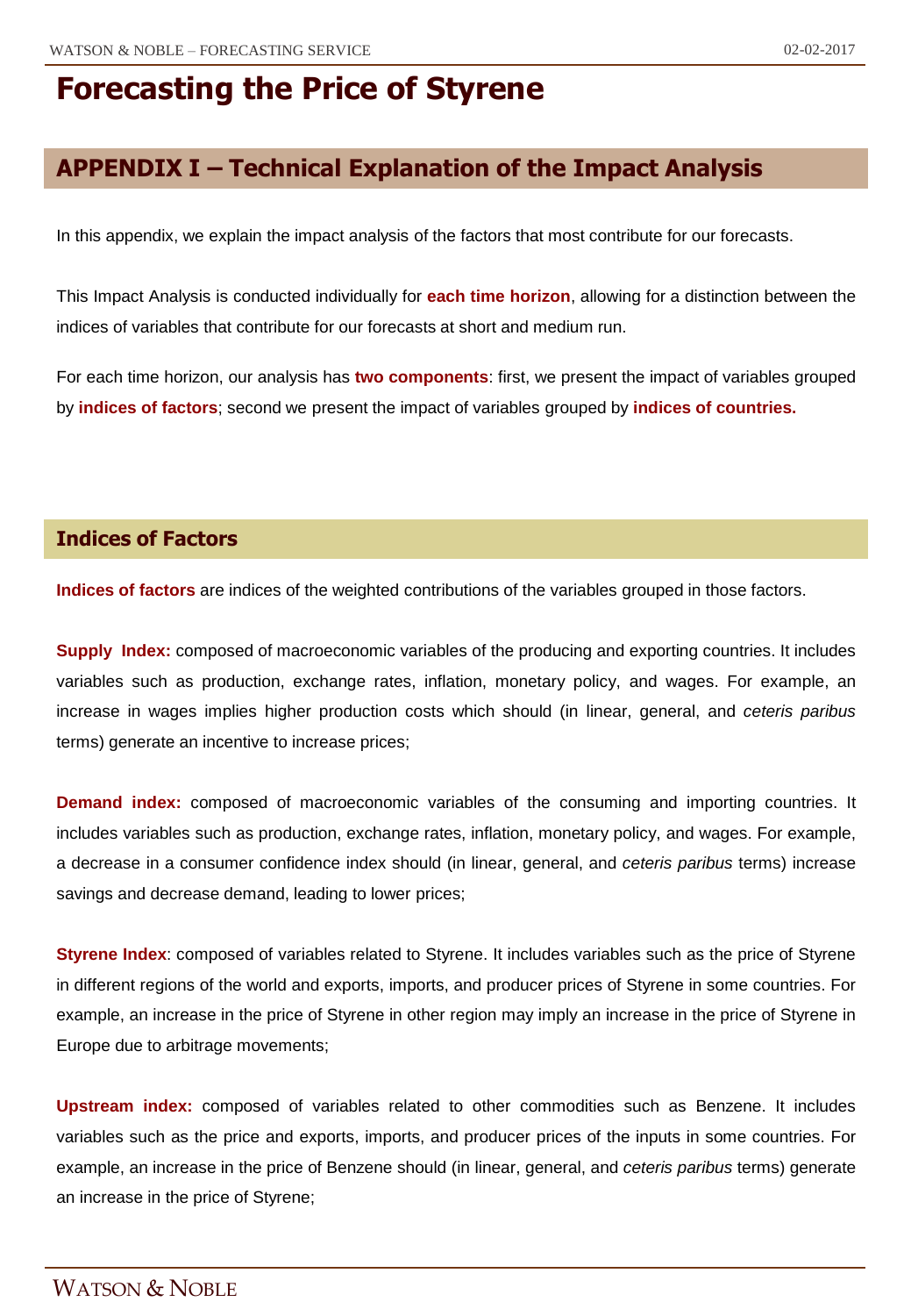# Forecasting the Price of Styrene

## APPENDIX I – Technical Explanation of the Impact Analysis

In this appendix, we explain the impact analysis of the factors that most contribute for our forecasts.

This Impact Analysis is conducted individually for **each time horizon**, allowing for a distinction between the indices of variables that contribute for our forecasts at short and medium run.

For each time horizon, our analysis has **two components**: first, we present the impact of variables grouped by **indices of factors**; second we present the impact of variables grouped by **indices of countries.**

### Indices of Factors

**Indices of factors** are indices of the weighted contributions of the variables grouped in those factors.

**Supply Index:** composed of macroeconomic variables of the producing and exporting countries. It includes variables such as production, exchange rates, inflation, monetary policy, and wages. For example, an increase in wages implies higher production costs which should (in linear, general, and *ceteris paribus* terms) generate an incentive to increase prices;

**Demand index:** composed of macroeconomic variables of the consuming and importing countries. It includes variables such as production, exchange rates, inflation, monetary policy, and wages. For example, a decrease in a consumer confidence index should (in linear, general, and *ceteris paribus* terms) increase savings and decrease demand, leading to lower prices;

**Styrene Index**: composed of variables related to Styrene. It includes variables such as the price of Styrene in different regions of the world and exports, imports, and producer prices of Styrene in some countries. For example, an increase in the price of Styrene in other region may imply an increase in the price of Styrene in Europe due to arbitrage movements;

**Upstream index:** composed of variables related to other commodities such as Benzene. It includes variables such as the price and exports, imports, and producer prices of the inputs in some countries. For example, an increase in the price of Benzene should (in linear, general, and *ceteris paribus* terms) generate an increase in the price of Styrene;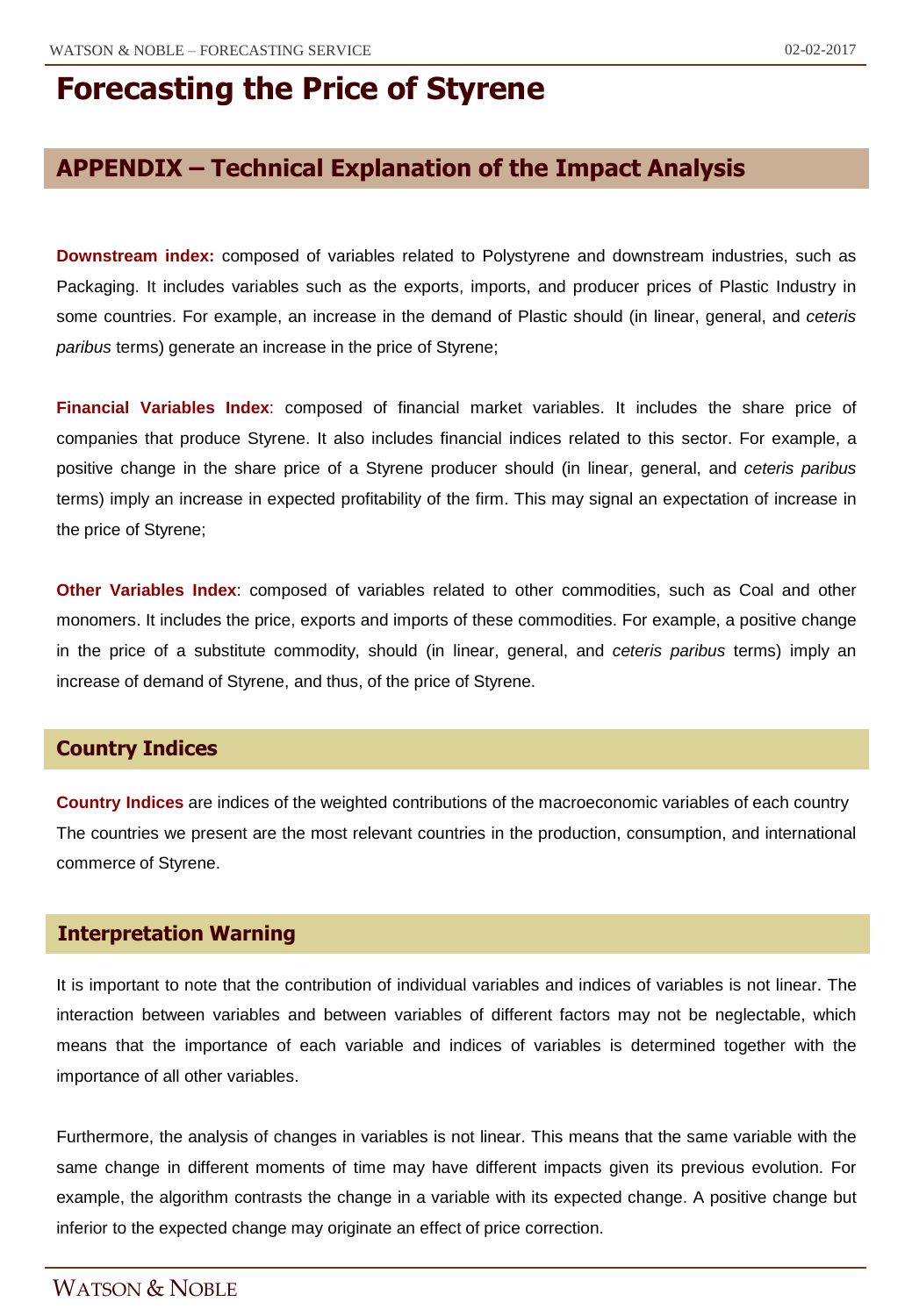# Forecasting the Price of Styrene

## APPENDIX – Technical Explanation of the Impact Analysis

**Downstream index:** composed of variables related to Polystyrene and downstream industries, such as Packaging. It includes variables such as the exports, imports, and producer prices of Plastic Industry in some countries. For example, an increase in the demand of Plastic should (in linear, general, and *ceteris paribus* terms) generate an increase in the price of Styrene;

**Financial Variables Index**: composed of financial market variables. It includes the share price of companies that produce Styrene. It also includes financial indices related to this sector. For example, a positive change in the share price of a Styrene producer should (in linear, general, and *ceteris paribus* terms) imply an increase in expected profitability of the firm. This may signal an expectation of increase in the price of Styrene;

**Other Variables Index**: composed of variables related to other commodities, such as Coal and other monomers. It includes the price, exports and imports of these commodities. For example, a positive change in the price of a substitute commodity, should (in linear, general, and *ceteris paribus* terms) imply an increase of demand of Styrene, and thus, of the price of Styrene.

## Country Indices

**Country Indices** are indices of the weighted contributions of the macroeconomic variables of each country The countries we present are the most relevant countries in the production, consumption, and international commerce of Styrene.

## Interpretation Warning

It is important to note that the contribution of individual variables and indices of variables is not linear. The interaction between variables and between variables of different factors may not be neglectable, which means that the importance of each variable and indices of variables is determined together with the importance of all other variables.

Furthermore, the analysis of changes in variables is not linear. This means that the same variable with the same change in different moments of time may have different impacts given its previous evolution. For example, the algorithm contrasts the change in a variable with its expected change. A positive change but inferior to the expected change may originate an effect of price correction.